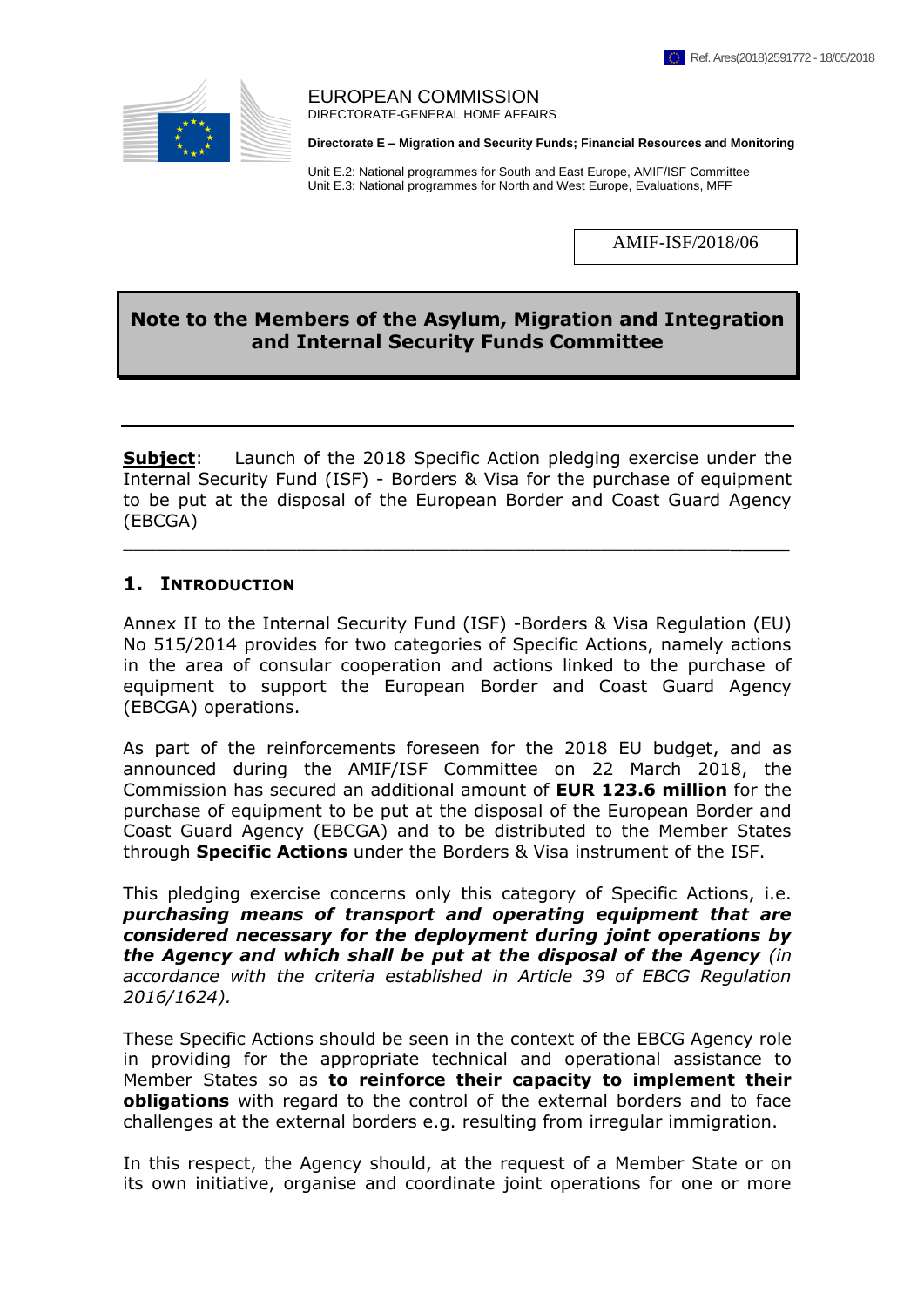Ref. Ares(2018)2591772 - 18/05/2018

EUROPEAN COMMISSION
DIRECTORATE-GENERAL HOME AFFAIRS

**Directorate E – Migration and Security Funds; Financial Resources and Monitoring**

Unit E.2: National programmes for South and East Europe, AMIF/ISF Committee
Unit E.3: National programmes for North and West Europe, Evaluations, MFF

AMIF-ISF/2018/06

# Note to the Members of the Asylum, Migration and Integration and Internal Security Funds Committee

**Subject**: Launch of the 2018 Specific Action pledging exercise under the Internal Security Fund (ISF) - Borders & Visa for the purchase of equipment to be put at the disposal of the European Border and Coast Guard Agency (EBCGA)

## 1. Introduction

Annex II to the Internal Security Fund (ISF) -Borders & Visa Regulation (EU) No 515/2014 provides for two categories of Specific Actions, namely actions in the area of consular cooperation and actions linked to the purchase of equipment to support the European Border and Coast Guard Agency (EBCGA) operations.

As part of the reinforcements foreseen for the 2018 EU budget, and as announced during the AMIF/ISF Committee on 22 March 2018, the Commission has secured an additional amount of **EUR 123.6 million** for the purchase of equipment to be put at the disposal of the European Border and Coast Guard Agency (EBCGA) and to be distributed to the Member States through **Specific Actions** under the Borders & Visa instrument of the ISF.

This pledging exercise concerns only this category of Specific Actions, i.e. ***purchasing means of transport and operating equipment that are considered necessary for the deployment during joint operations by the Agency and which shall be put at the disposal of the Agency*** *(in accordance with the criteria established in Article 39 of EBCG Regulation 2016/1624).*

These Specific Actions should be seen in the context of the EBCG Agency role in providing for the appropriate technical and operational assistance to Member States so as **to reinforce their capacity to implement their obligations** with regard to the control of the external borders and to face challenges at the external borders e.g. resulting from irregular immigration.

In this respect, the Agency should, at the request of a Member State or on its own initiative, organise and coordinate joint operations for one or more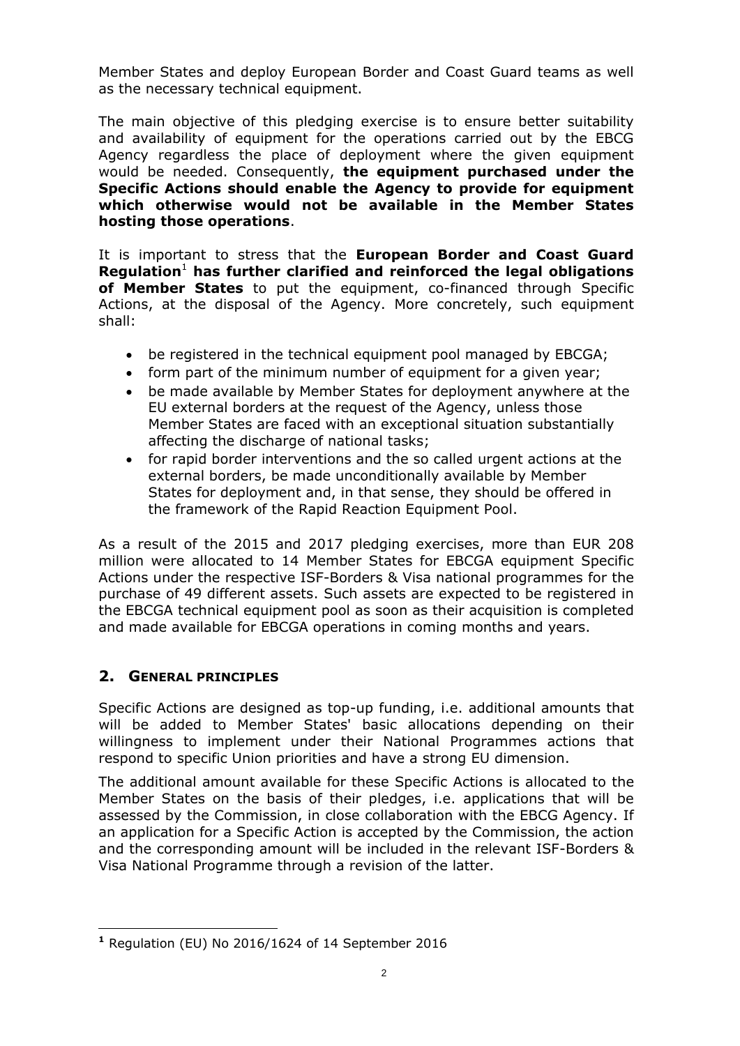Member States and deploy European Border and Coast Guard teams as well as the necessary technical equipment.

The main objective of this pledging exercise is to ensure better suitability and availability of equipment for the operations carried out by the EBCG Agency regardless the place of deployment where the given equipment would be needed. Consequently, **the equipment purchased under the Specific Actions should enable the Agency to provide for equipment which otherwise would not be available in the Member States hosting those operations**.

It is important to stress that the **European Border and Coast Guard Regulation**[1] **has further clarified and reinforced the legal obligations of Member States** to put the equipment, co-financed through Specific Actions, at the disposal of the Agency. More concretely, such equipment shall:

- be registered in the technical equipment pool managed by EBCGA;
- form part of the minimum number of equipment for a given year;
- be made available by Member States for deployment anywhere at the EU external borders at the request of the Agency, unless those Member States are faced with an exceptional situation substantially affecting the discharge of national tasks;
- for rapid border interventions and the so called urgent actions at the external borders, be made unconditionally available by Member States for deployment and, in that sense, they should be offered in the framework of the Rapid Reaction Equipment Pool.

As a result of the 2015 and 2017 pledging exercises, more than EUR 208 million were allocated to 14 Member States for EBCGA equipment Specific Actions under the respective ISF-Borders & Visa national programmes for the purchase of 49 different assets. Such assets are expected to be registered in the EBCGA technical equipment pool as soon as their acquisition is completed and made available for EBCGA operations in coming months and years.

## 2. General principles

Specific Actions are designed as top-up funding, i.e. additional amounts that will be added to Member States' basic allocations depending on their willingness to implement under their National Programmes actions that respond to specific Union priorities and have a strong EU dimension.

The additional amount available for these Specific Actions is allocated to the Member States on the basis of their pledges, i.e. applications that will be assessed by the Commission, in close collaboration with the EBCG Agency. If an application for a Specific Action is accepted by the Commission, the action and the corresponding amount will be included in the relevant ISF-Borders & Visa National Programme through a revision of the latter.

[1] Regulation (EU) No 2016/1624 of 14 September 2016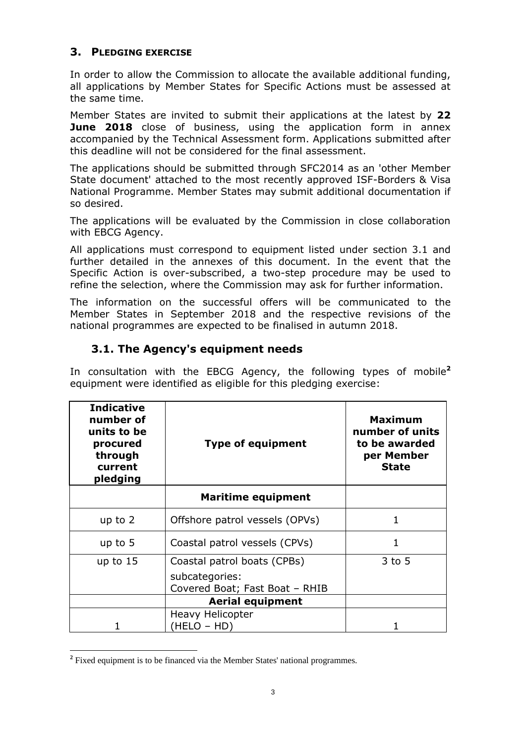## 3. PLEDGING EXERCISE

In order to allow the Commission to allocate the available additional funding, all applications by Member States for Specific Actions must be assessed at the same time.

Member States are invited to submit their applications at the latest by **22 June 2018** close of business, using the application form in annex accompanied by the Technical Assessment form. Applications submitted after this deadline will not be considered for the final assessment.

The applications should be submitted through SFC2014 as an 'other Member State document' attached to the most recently approved ISF-Borders & Visa National Programme. Member States may submit additional documentation if so desired.

The applications will be evaluated by the Commission in close collaboration with EBCG Agency.

All applications must correspond to equipment listed under section 3.1 and further detailed in the annexes of this document. In the event that the Specific Action is over-subscribed, a two-step procedure may be used to refine the selection, where the Commission may ask for further information.

The information on the successful offers will be communicated to the Member States in September 2018 and the respective revisions of the national programmes are expected to be finalised in autumn 2018.

### 3.1. The Agency's equipment needs

In consultation with the EBCG Agency, the following types of mobile[2] equipment were identified as eligible for this pledging exercise:

| Indicative number of units to be procured through current pledging | Type of equipment | Maximum number of units to be awarded per Member State |
|---|---|---|
| | **Maritime equipment** | |
| up to 2 | Offshore patrol vessels (OPVs) | 1 |
| up to 5 | Coastal patrol vessels (CPVs) | 1 |
| up to 15 | Coastal patrol boats (CPBs)<br>subcategories:<br>Covered Boat; Fast Boat – RHIB | 3 to 5 |
| | **Aerial equipment** | |
| 1 | Heavy Helicopter (HELO – HD) | 1 |

[2] Fixed equipment is to be financed via the Member States' national programmes.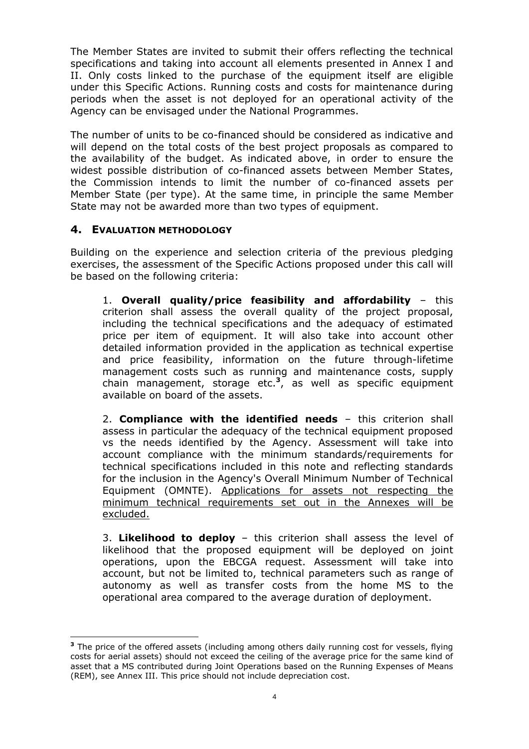The Member States are invited to submit their offers reflecting the technical specifications and taking into account all elements presented in Annex I and II. Only costs linked to the purchase of the equipment itself are eligible under this Specific Actions. Running costs and costs for maintenance during periods when the asset is not deployed for an operational activity of the Agency can be envisaged under the National Programmes.

The number of units to be co-financed should be considered as indicative and will depend on the total costs of the best project proposals as compared to the availability of the budget. As indicated above, in order to ensure the widest possible distribution of co-financed assets between Member States, the Commission intends to limit the number of co-financed assets per Member State (per type). At the same time, in principle the same Member State may not be awarded more than two types of equipment.

## 4. EVALUATION METHODOLOGY

Building on the experience and selection criteria of the previous pledging exercises, the assessment of the Specific Actions proposed under this call will be based on the following criteria:

1. **Overall quality/price feasibility and affordability** – this criterion shall assess the overall quality of the project proposal, including the technical specifications and the adequacy of estimated price per item of equipment. It will also take into account other detailed information provided in the application as technical expertise and price feasibility, information on the future through-lifetime management costs such as running and maintenance costs, supply chain management, storage etc.[3], as well as specific equipment available on board of the assets.

2. **Compliance with the identified needs** – this criterion shall assess in particular the adequacy of the technical equipment proposed vs the needs identified by the Agency. Assessment will take into account compliance with the minimum standards/requirements for technical specifications included in this note and reflecting standards for the inclusion in the Agency's Overall Minimum Number of Technical Equipment (OMNTE). <u>Applications for assets not respecting the minimum technical requirements set out in the Annexes will be excluded.</u>

3. **Likelihood to deploy** – this criterion shall assess the level of likelihood that the proposed equipment will be deployed on joint operations, upon the EBCGA request. Assessment will take into account, but not be limited to, technical parameters such as range of autonomy as well as transfer costs from the home MS to the operational area compared to the average duration of deployment.

---

[3] The price of the offered assets (including among others daily running cost for vessels, flying costs for aerial assets) should not exceed the ceiling of the average price for the same kind of asset that a MS contributed during Joint Operations based on the Running Expenses of Means (REM), see Annex III. This price should not include depreciation cost.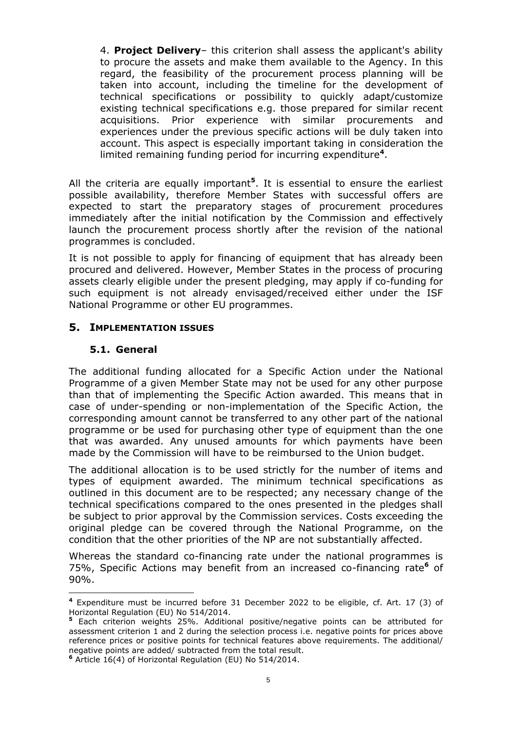4. **Project Delivery**– this criterion shall assess the applicant's ability to procure the assets and make them available to the Agency. In this regard, the feasibility of the procurement process planning will be taken into account, including the timeline for the development of technical specifications or possibility to quickly adapt/customize existing technical specifications e.g. those prepared for similar recent acquisitions. Prior experience with similar procurements and experiences under the previous specific actions will be duly taken into account. This aspect is especially important taking in consideration the limited remaining funding period for incurring expenditure[4].

All the criteria are equally important[5]. It is essential to ensure the earliest possible availability, therefore Member States with successful offers are expected to start the preparatory stages of procurement procedures immediately after the initial notification by the Commission and effectively launch the procurement process shortly after the revision of the national programmes is concluded.

It is not possible to apply for financing of equipment that has already been procured and delivered. However, Member States in the process of procuring assets clearly eligible under the present pledging, may apply if co-funding for such equipment is not already envisaged/received either under the ISF National Programme or other EU programmes.

## 5. IMPLEMENTATION ISSUES

### 5.1. General

The additional funding allocated for a Specific Action under the National Programme of a given Member State may not be used for any other purpose than that of implementing the Specific Action awarded. This means that in case of under-spending or non-implementation of the Specific Action, the corresponding amount cannot be transferred to any other part of the national programme or be used for purchasing other type of equipment than the one that was awarded. Any unused amounts for which payments have been made by the Commission will have to be reimbursed to the Union budget.

The additional allocation is to be used strictly for the number of items and types of equipment awarded. The minimum technical specifications as outlined in this document are to be respected; any necessary change of the technical specifications compared to the ones presented in the pledges shall be subject to prior approval by the Commission services. Costs exceeding the original pledge can be covered through the National Programme, on the condition that the other priorities of the NP are not substantially affected.

Whereas the standard co-financing rate under the national programmes is 75%, Specific Actions may benefit from an increased co-financing rate[6] of 90%.

---

[4] Expenditure must be incurred before 31 December 2022 to be eligible, cf. Art. 17 (3) of Horizontal Regulation (EU) No 514/2014.

[5] Each criterion weights 25%. Additional positive/negative points can be attributed for assessment criterion 1 and 2 during the selection process i.e. negative points for prices above reference prices or positive points for technical features above requirements. The additional/ negative points are added/ subtracted from the total result.

[6] Article 16(4) of Horizontal Regulation (EU) No 514/2014.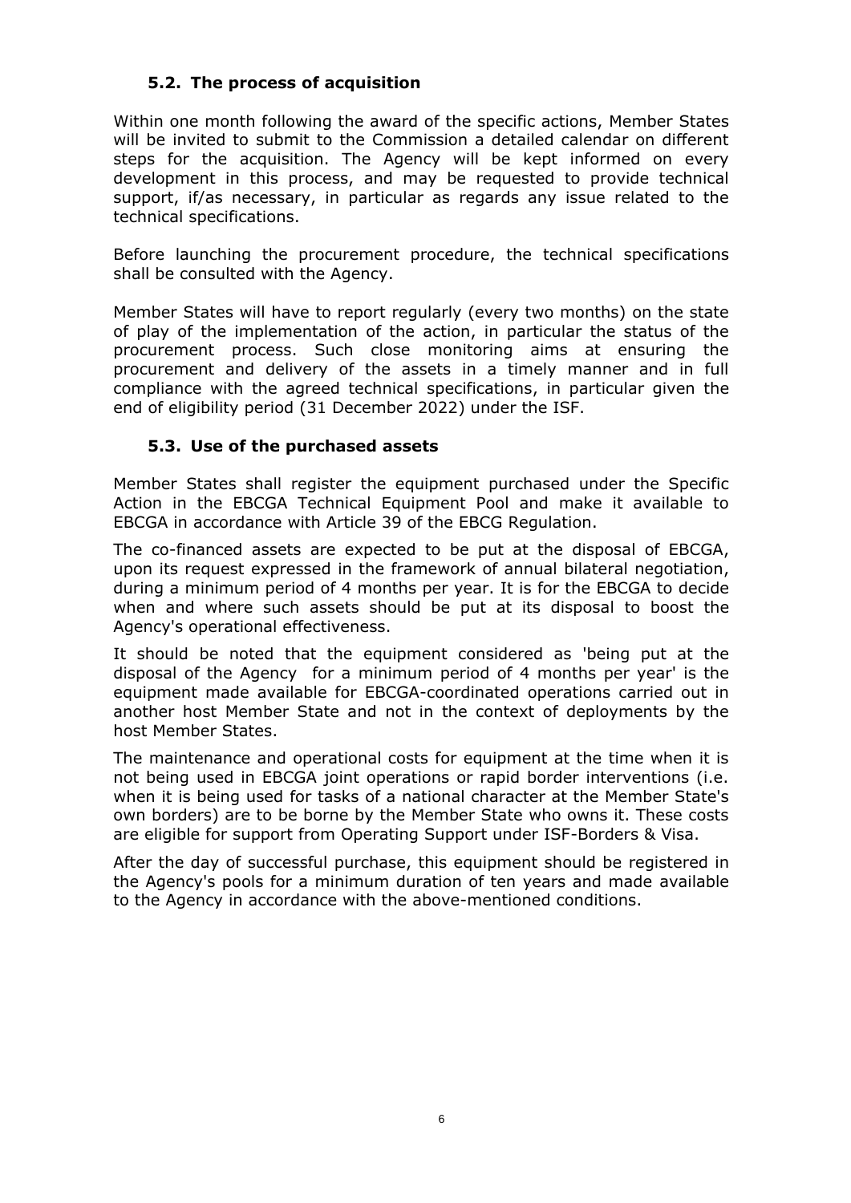### 5.2. The process of acquisition

Within one month following the award of the specific actions, Member States will be invited to submit to the Commission a detailed calendar on different steps for the acquisition. The Agency will be kept informed on every development in this process, and may be requested to provide technical support, if/as necessary, in particular as regards any issue related to the technical specifications.

Before launching the procurement procedure, the technical specifications shall be consulted with the Agency.

Member States will have to report regularly (every two months) on the state of play of the implementation of the action, in particular the status of the procurement process. Such close monitoring aims at ensuring the procurement and delivery of the assets in a timely manner and in full compliance with the agreed technical specifications, in particular given the end of eligibility period (31 December 2022) under the ISF.

### 5.3. Use of the purchased assets

Member States shall register the equipment purchased under the Specific Action in the EBCGA Technical Equipment Pool and make it available to EBCGA in accordance with Article 39 of the EBCG Regulation.

The co-financed assets are expected to be put at the disposal of EBCGA, upon its request expressed in the framework of annual bilateral negotiation, during a minimum period of 4 months per year. It is for the EBCGA to decide when and where such assets should be put at its disposal to boost the Agency's operational effectiveness.

It should be noted that the equipment considered as 'being put at the disposal of the Agency for a minimum period of 4 months per year' is the equipment made available for EBCGA-coordinated operations carried out in another host Member State and not in the context of deployments by the host Member States.

The maintenance and operational costs for equipment at the time when it is not being used in EBCGA joint operations or rapid border interventions (i.e. when it is being used for tasks of a national character at the Member State's own borders) are to be borne by the Member State who owns it. These costs are eligible for support from Operating Support under ISF-Borders & Visa.

After the day of successful purchase, this equipment should be registered in the Agency's pools for a minimum duration of ten years and made available to the Agency in accordance with the above-mentioned conditions.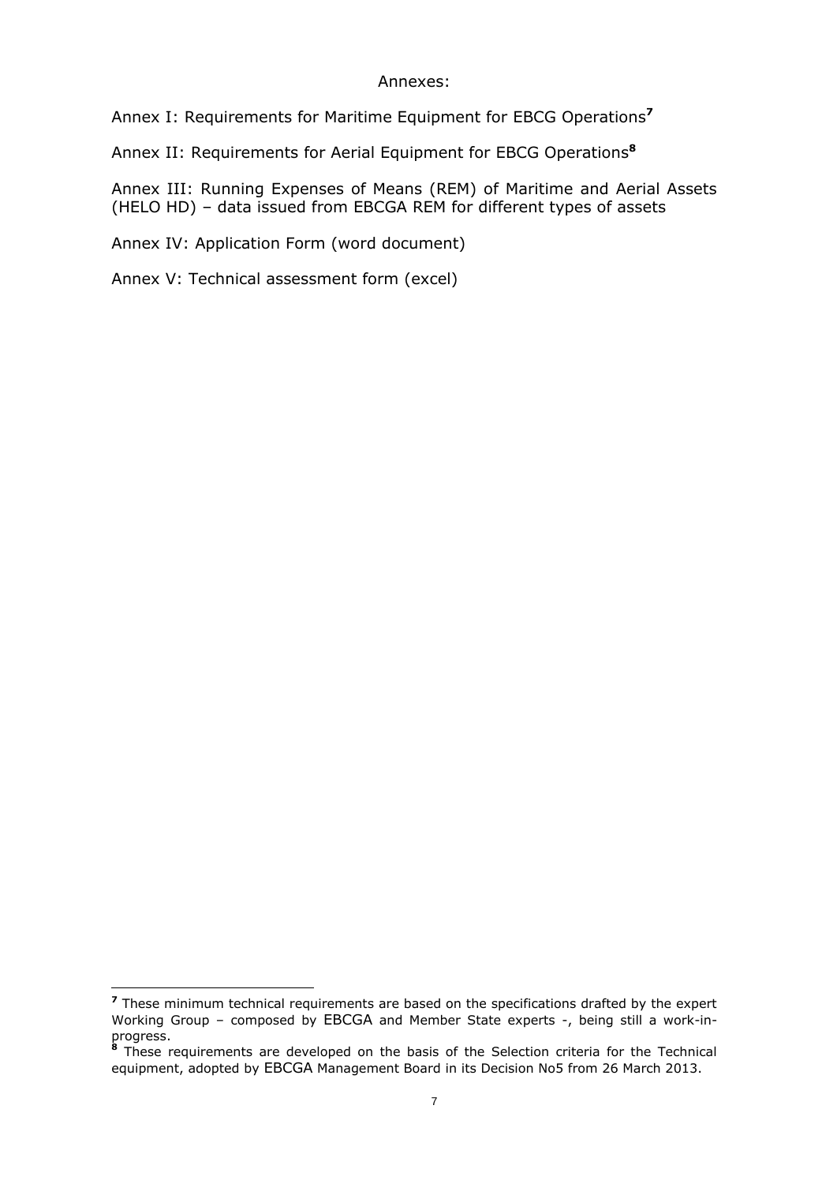Annexes:

Annex I: Requirements for Maritime Equipment for EBCG Operations[7]

Annex II: Requirements for Aerial Equipment for EBCG Operations[8]

Annex III: Running Expenses of Means (REM) of Maritime and Aerial Assets (HELO HD) – data issued from EBCGA REM for different types of assets

Annex IV: Application Form (word document)

Annex V: Technical assessment form (excel)

---

[7] These minimum technical requirements are based on the specifications drafted by the expert Working Group – composed by EBCGA and Member State experts -, being still a work-in-progress.

[8] These requirements are developed on the basis of the Selection criteria for the Technical equipment, adopted by EBCGA Management Board in its Decision No5 from 26 March 2013.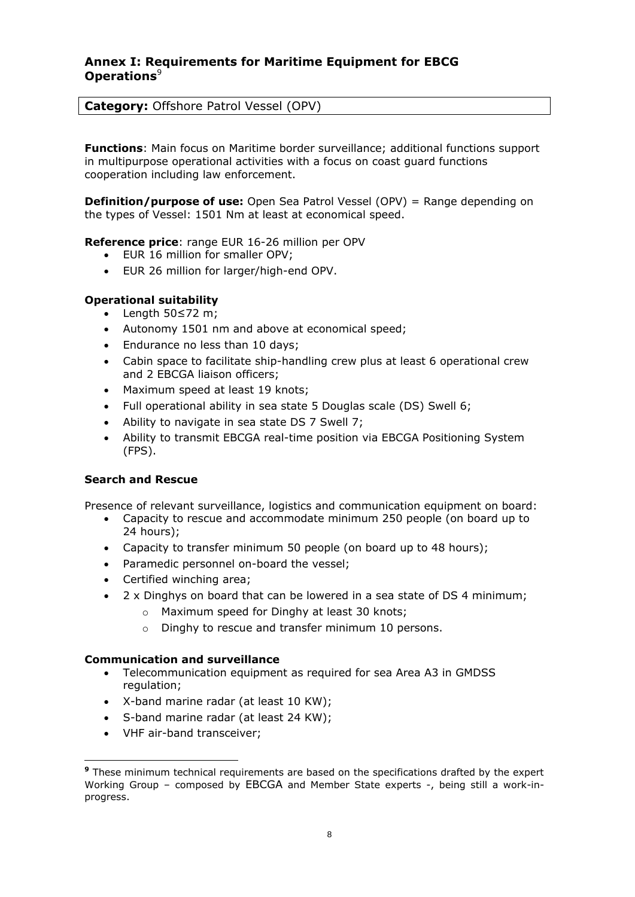## Annex I: Requirements for Maritime Equipment for EBCG Operations[9]

**Category:** Offshore Patrol Vessel (OPV)

**Functions**: Main focus on Maritime border surveillance; additional functions support in multipurpose operational activities with a focus on coast guard functions cooperation including law enforcement.

**Definition/purpose of use:** Open Sea Patrol Vessel (OPV) = Range depending on the types of Vessel: 1501 Nm at least at economical speed.

**Reference price**: range EUR 16-26 million per OPV

- EUR 16 million for smaller OPV;
- EUR 26 million for larger/high-end OPV.

**Operational suitability**

- Length 50≤72 m;
- Autonomy 1501 nm and above at economical speed;
- Endurance no less than 10 days;
- Cabin space to facilitate ship-handling crew plus at least 6 operational crew and 2 EBCGA liaison officers;
- Maximum speed at least 19 knots;
- Full operational ability in sea state 5 Douglas scale (DS) Swell 6;
- Ability to navigate in sea state DS 7 Swell 7;
- Ability to transmit EBCGA real-time position via EBCGA Positioning System (FPS).

**Search and Rescue**

Presence of relevant surveillance, logistics and communication equipment on board:

- Capacity to rescue and accommodate minimum 250 people (on board up to 24 hours);
- Capacity to transfer minimum 50 people (on board up to 48 hours);
- Paramedic personnel on-board the vessel;
- Certified winching area;
- 2 x Dinghys on board that can be lowered in a sea state of DS 4 minimum;
  - Maximum speed for Dinghy at least 30 knots;
  - Dinghy to rescue and transfer minimum 10 persons.

**Communication and surveillance**

- Telecommunication equipment as required for sea Area A3 in GMDSS regulation;
- X-band marine radar (at least 10 KW);
- S-band marine radar (at least 24 KW);
- VHF air-band transceiver;

[9] These minimum technical requirements are based on the specifications drafted by the expert Working Group – composed by EBCGA and Member State experts -, being still a work-in-progress.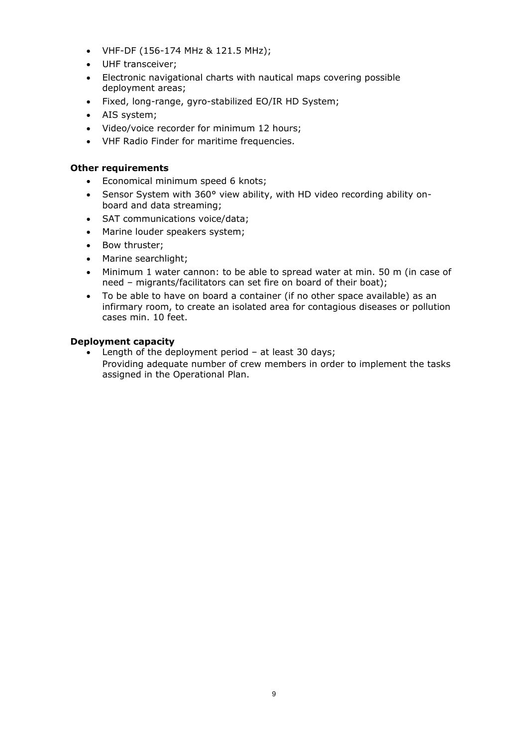- VHF-DF (156-174 MHz & 121.5 MHz);
- UHF transceiver;
- Electronic navigational charts with nautical maps covering possible deployment areas;
- Fixed, long-range, gyro-stabilized EO/IR HD System;
- AIS system;
- Video/voice recorder for minimum 12 hours;
- VHF Radio Finder for maritime frequencies.

**Other requirements**

- Economical minimum speed 6 knots;
- Sensor System with 360° view ability, with HD video recording ability on-board and data streaming;
- SAT communications voice/data;
- Marine louder speakers system;
- Bow thruster;
- Marine searchlight;
- Minimum 1 water cannon: to be able to spread water at min. 50 m (in case of need – migrants/facilitators can set fire on board of their boat);
- To be able to have on board a container (if no other space available) as an infirmary room, to create an isolated area for contagious diseases or pollution cases min. 10 feet.

**Deployment capacity**

- Length of the deployment period – at least 30 days;
  Providing adequate number of crew members in order to implement the tasks assigned in the Operational Plan.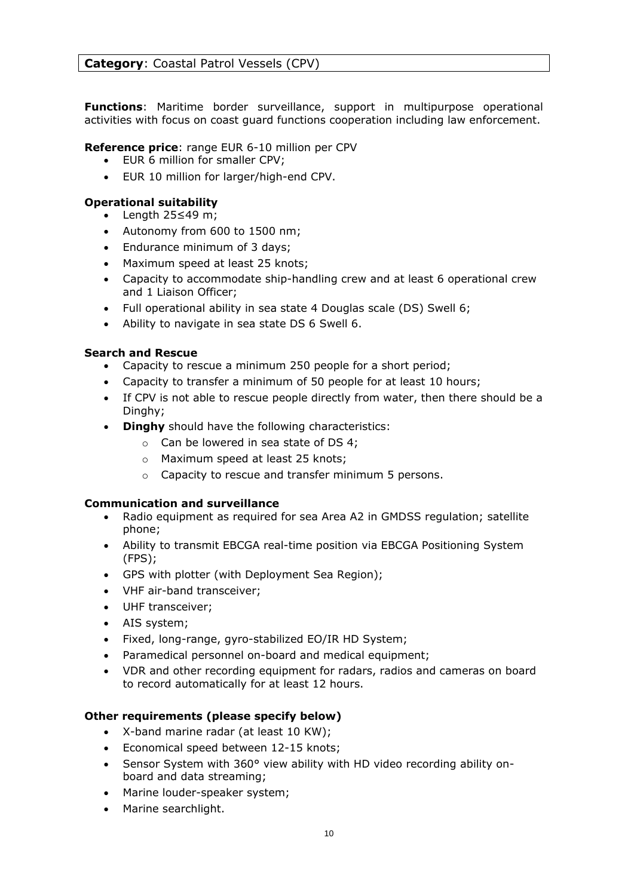**Category**: Coastal Patrol Vessels (CPV)

**Functions**: Maritime border surveillance, support in multipurpose operational activities with focus on coast guard functions cooperation including law enforcement.

**Reference price**: range EUR 6-10 million per CPV

- EUR 6 million for smaller CPV;
- EUR 10 million for larger/high-end CPV.

**Operational suitability**

- Length 25≤49 m;
- Autonomy from 600 to 1500 nm;
- Endurance minimum of 3 days;
- Maximum speed at least 25 knots;
- Capacity to accommodate ship-handling crew and at least 6 operational crew and 1 Liaison Officer;
- Full operational ability in sea state 4 Douglas scale (DS) Swell 6;
- Ability to navigate in sea state DS 6 Swell 6.

**Search and Rescue**

- Capacity to rescue a minimum 250 people for a short period;
- Capacity to transfer a minimum of 50 people for at least 10 hours;
- If CPV is not able to rescue people directly from water, then there should be a Dinghy;
- **Dinghy** should have the following characteristics:
  - Can be lowered in sea state of DS 4;
  - Maximum speed at least 25 knots;
  - Capacity to rescue and transfer minimum 5 persons.

**Communication and surveillance**

- Radio equipment as required for sea Area A2 in GMDSS regulation; satellite phone;
- Ability to transmit EBCGA real-time position via EBCGA Positioning System (FPS);
- GPS with plotter (with Deployment Sea Region);
- VHF air-band transceiver;
- UHF transceiver;
- AIS system;
- Fixed, long-range, gyro-stabilized EO/IR HD System;
- Paramedical personnel on-board and medical equipment;
- VDR and other recording equipment for radars, radios and cameras on board to record automatically for at least 12 hours.

**Other requirements (please specify below)**

- X-band marine radar (at least 10 KW);
- Economical speed between 12-15 knots;
- Sensor System with 360° view ability with HD video recording ability on-board and data streaming;
- Marine louder-speaker system;
- Marine searchlight.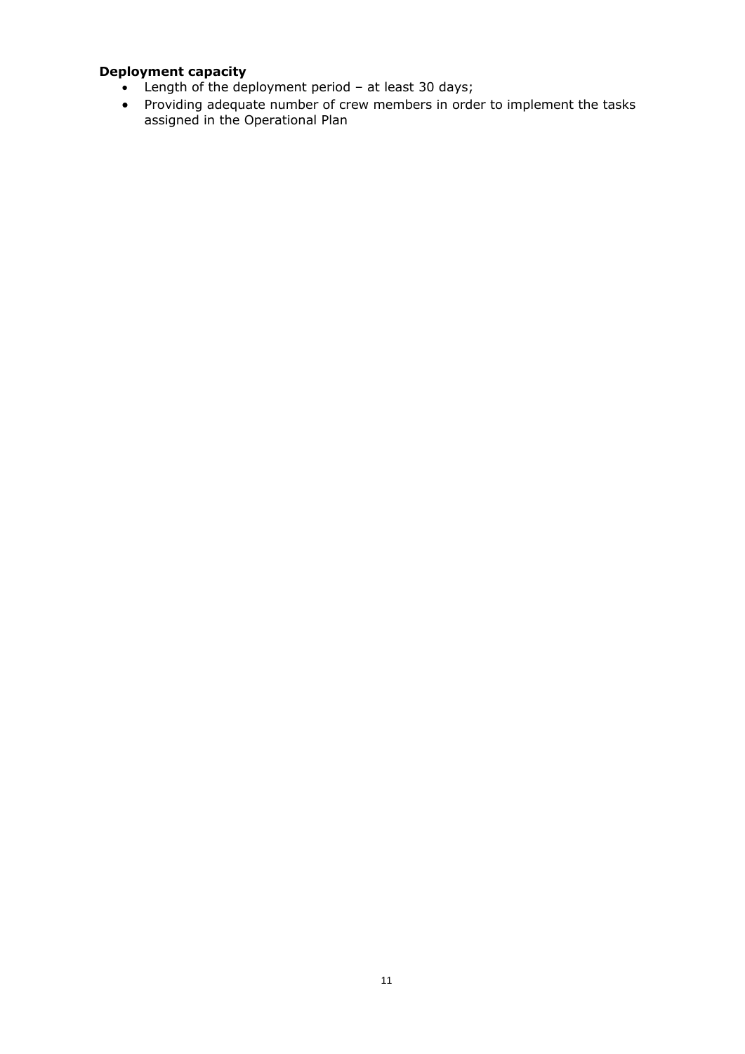**Deployment capacity**

- Length of the deployment period – at least 30 days;
- Providing adequate number of crew members in order to implement the tasks assigned in the Operational Plan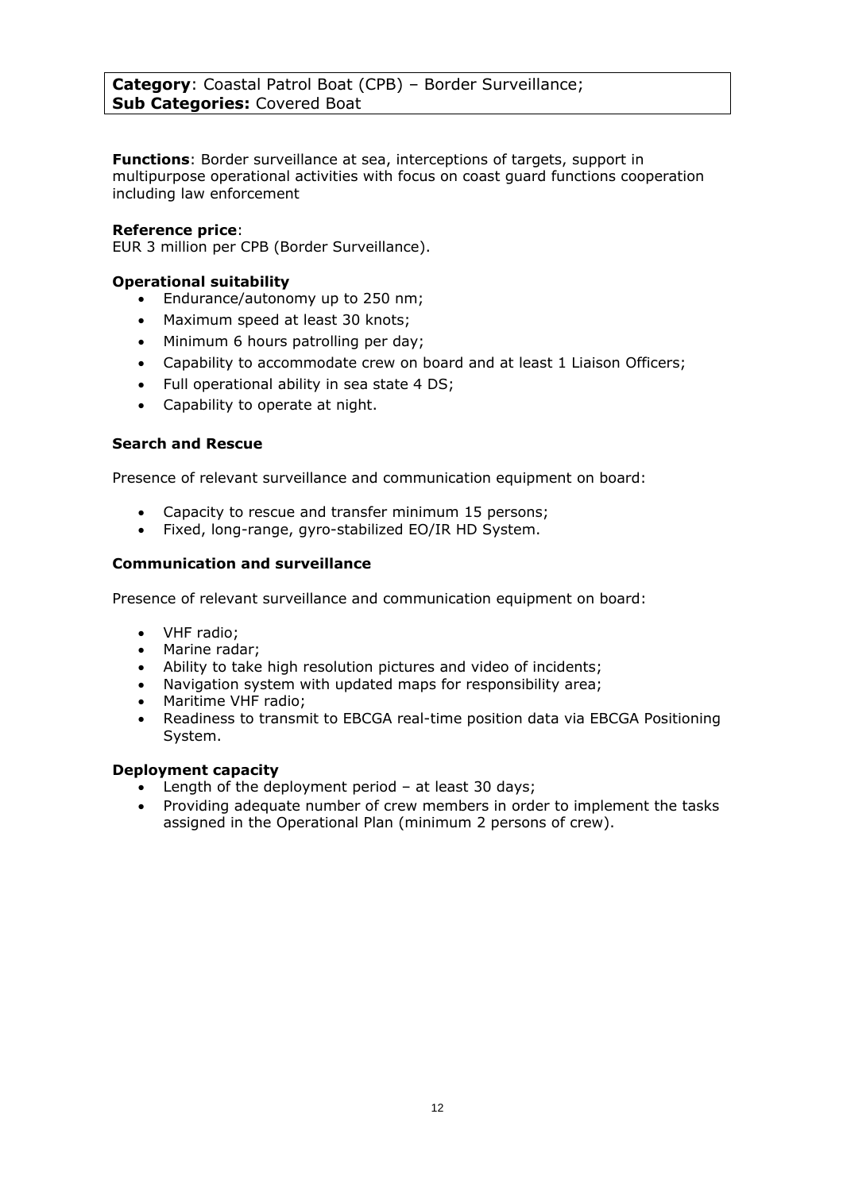**Category**: Coastal Patrol Boat (CPB) – Border Surveillance;
**Sub Categories:** Covered Boat

**Functions**: Border surveillance at sea, interceptions of targets, support in multipurpose operational activities with focus on coast guard functions cooperation including law enforcement

**Reference price**:
EUR 3 million per CPB (Border Surveillance).

**Operational suitability**

- Endurance/autonomy up to 250 nm;
- Maximum speed at least 30 knots;
- Minimum 6 hours patrolling per day;
- Capability to accommodate crew on board and at least 1 Liaison Officers;
- Full operational ability in sea state 4 DS;
- Capability to operate at night.

**Search and Rescue**

Presence of relevant surveillance and communication equipment on board:

- Capacity to rescue and transfer minimum 15 persons;
- Fixed, long-range, gyro-stabilized EO/IR HD System.

**Communication and surveillance**

Presence of relevant surveillance and communication equipment on board:

- VHF radio;
- Marine radar;
- Ability to take high resolution pictures and video of incidents;
- Navigation system with updated maps for responsibility area;
- Maritime VHF radio;
- Readiness to transmit to EBCGA real-time position data via EBCGA Positioning System.

**Deployment capacity**

- Length of the deployment period – at least 30 days;
- Providing adequate number of crew members in order to implement the tasks assigned in the Operational Plan (minimum 2 persons of crew).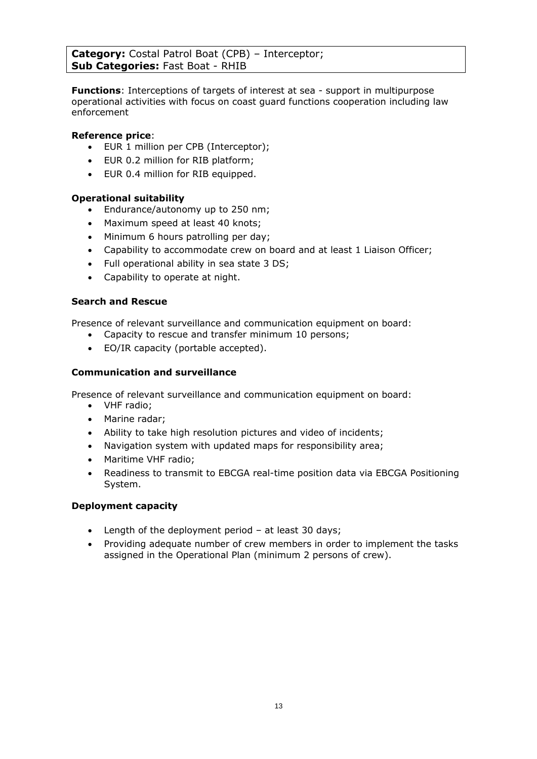**Category:** Costal Patrol Boat (CPB) – Interceptor;
**Sub Categories:** Fast Boat - RHIB

**Functions**: Interceptions of targets of interest at sea - support in multipurpose operational activities with focus on coast guard functions cooperation including law enforcement

**Reference price**:

- EUR 1 million per CPB (Interceptor);
- EUR 0.2 million for RIB platform;
- EUR 0.4 million for RIB equipped.

**Operational suitability**

- Endurance/autonomy up to 250 nm;
- Maximum speed at least 40 knots;
- Minimum 6 hours patrolling per day;
- Capability to accommodate crew on board and at least 1 Liaison Officer;
- Full operational ability in sea state 3 DS;
- Capability to operate at night.

**Search and Rescue**

Presence of relevant surveillance and communication equipment on board:

- Capacity to rescue and transfer minimum 10 persons;
- EO/IR capacity (portable accepted).

**Communication and surveillance**

Presence of relevant surveillance and communication equipment on board:

- VHF radio;
- Marine radar;
- Ability to take high resolution pictures and video of incidents;
- Navigation system with updated maps for responsibility area;
- Maritime VHF radio;
- Readiness to transmit to EBCGA real-time position data via EBCGA Positioning System.

**Deployment capacity**

- Length of the deployment period – at least 30 days;
- Providing adequate number of crew members in order to implement the tasks assigned in the Operational Plan (minimum 2 persons of crew).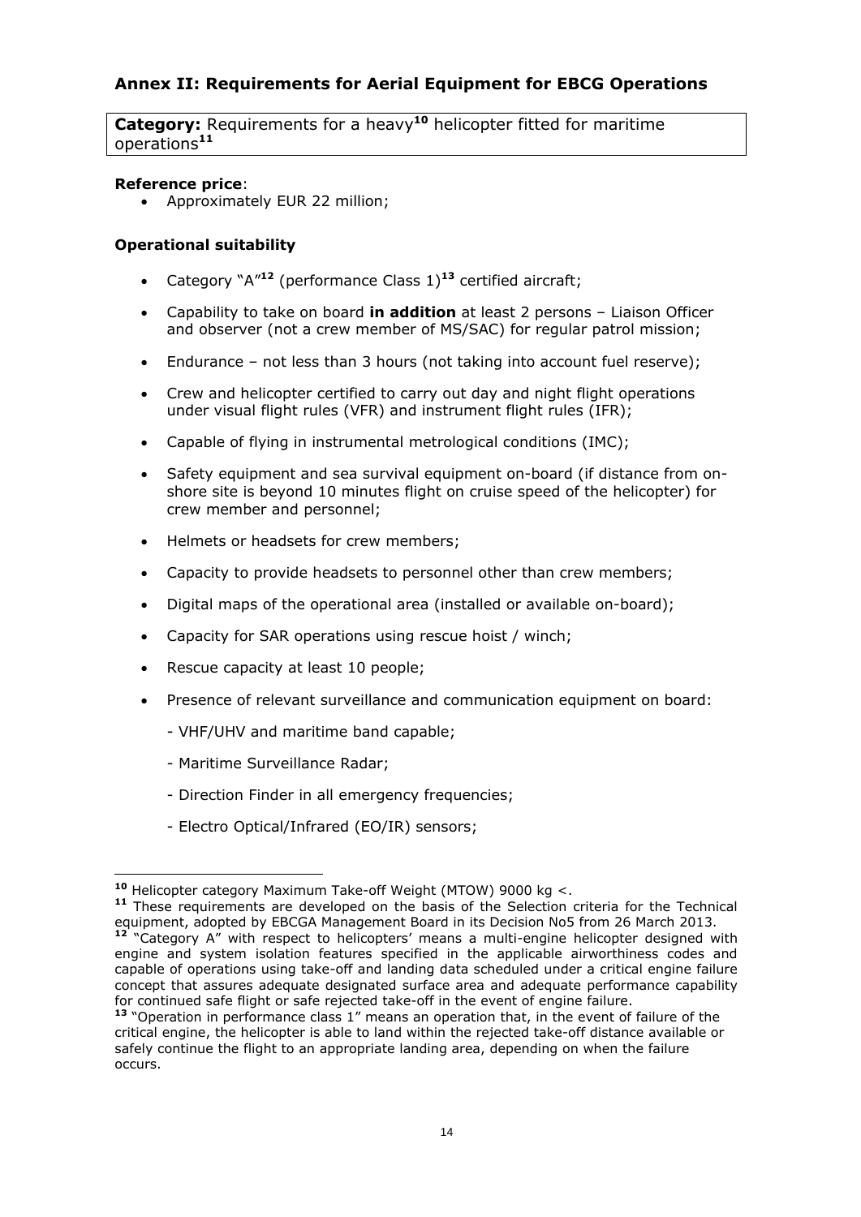## Annex II: Requirements for Aerial Equipment for EBCG Operations

**Category:** Requirements for a heavy[10] helicopter fitted for maritime operations[11]

**Reference price**:

- Approximately EUR 22 million;

**Operational suitability**

- Category "A"[12] (performance Class 1)[13] certified aircraft;
- Capability to take on board **in addition** at least 2 persons – Liaison Officer and observer (not a crew member of MS/SAC) for regular patrol mission;
- Endurance – not less than 3 hours (not taking into account fuel reserve);
- Crew and helicopter certified to carry out day and night flight operations under visual flight rules (VFR) and instrument flight rules (IFR);
- Capable of flying in instrumental metrological conditions (IMC);
- Safety equipment and sea survival equipment on-board (if distance from on-shore site is beyond 10 minutes flight on cruise speed of the helicopter) for crew member and personnel;
- Helmets or headsets for crew members;
- Capacity to provide headsets to personnel other than crew members;
- Digital maps of the operational area (installed or available on-board);
- Capacity for SAR operations using rescue hoist / winch;
- Rescue capacity at least 10 people;
- Presence of relevant surveillance and communication equipment on board:
  - VHF/UHV and maritime band capable;
  - Maritime Surveillance Radar;
  - Direction Finder in all emergency frequencies;
  - Electro Optical/Infrared (EO/IR) sensors;

---

[10] Helicopter category Maximum Take-off Weight (MTOW) 9000 kg <.

[11] These requirements are developed on the basis of the Selection criteria for the Technical equipment, adopted by EBCGA Management Board in its Decision No5 from 26 March 2013.

[12] "Category A" with respect to helicopters' means a multi-engine helicopter designed with engine and system isolation features specified in the applicable airworthiness codes and capable of operations using take-off and landing data scheduled under a critical engine failure concept that assures adequate designated surface area and adequate performance capability for continued safe flight or safe rejected take-off in the event of engine failure.

[13] "Operation in performance class 1" means an operation that, in the event of failure of the critical engine, the helicopter is able to land within the rejected take-off distance available or safely continue the flight to an appropriate landing area, depending on when the failure occurs.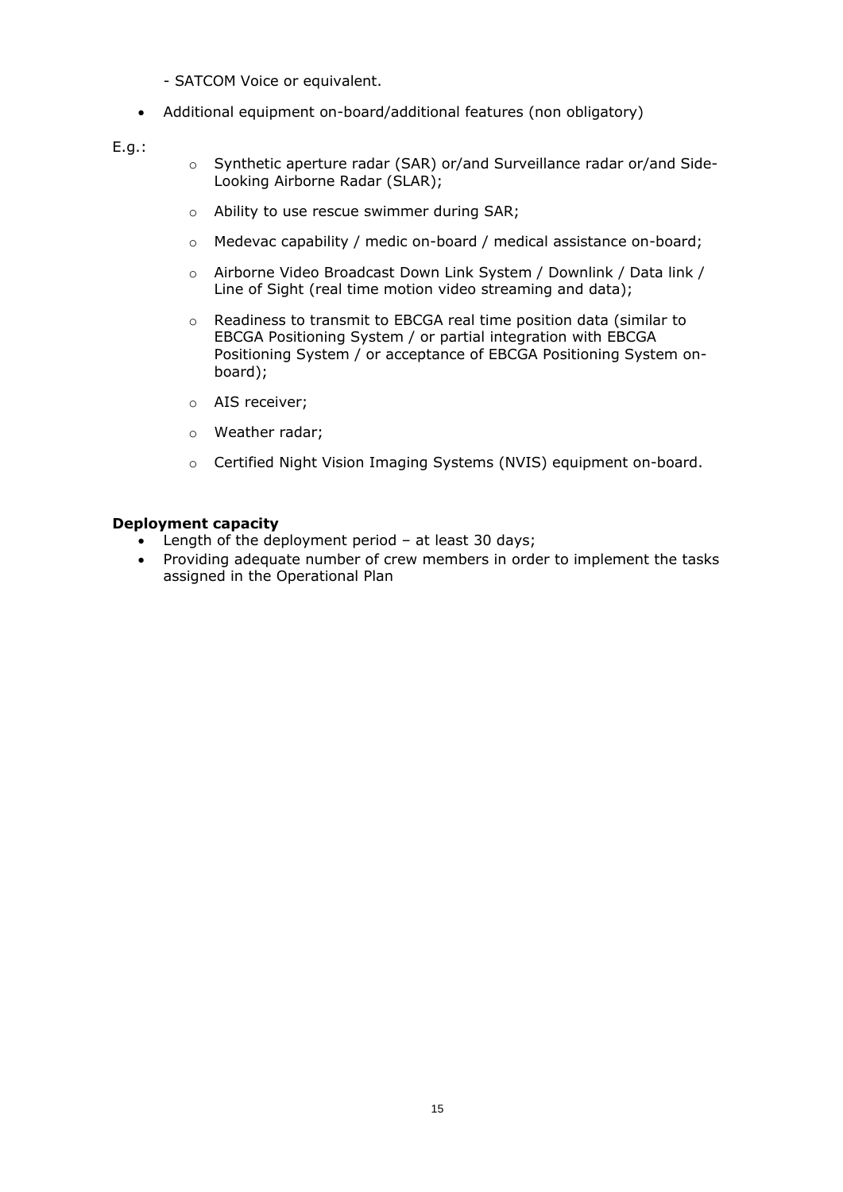- SATCOM Voice or equivalent.

- Additional equipment on-board/additional features (non obligatory)

E.g.:

  - Synthetic aperture radar (SAR) or/and Surveillance radar or/and Side-Looking Airborne Radar (SLAR);
  - Ability to use rescue swimmer during SAR;
  - Medevac capability / medic on-board / medical assistance on-board;
  - Airborne Video Broadcast Down Link System / Downlink / Data link / Line of Sight (real time motion video streaming and data);
  - Readiness to transmit to EBCGA real time position data (similar to EBCGA Positioning System / or partial integration with EBCGA Positioning System / or acceptance of EBCGA Positioning System on-board);
  - AIS receiver;
  - Weather radar;
  - Certified Night Vision Imaging Systems (NVIS) equipment on-board.

**Deployment capacity**

- Length of the deployment period – at least 30 days;
- Providing adequate number of crew members in order to implement the tasks assigned in the Operational Plan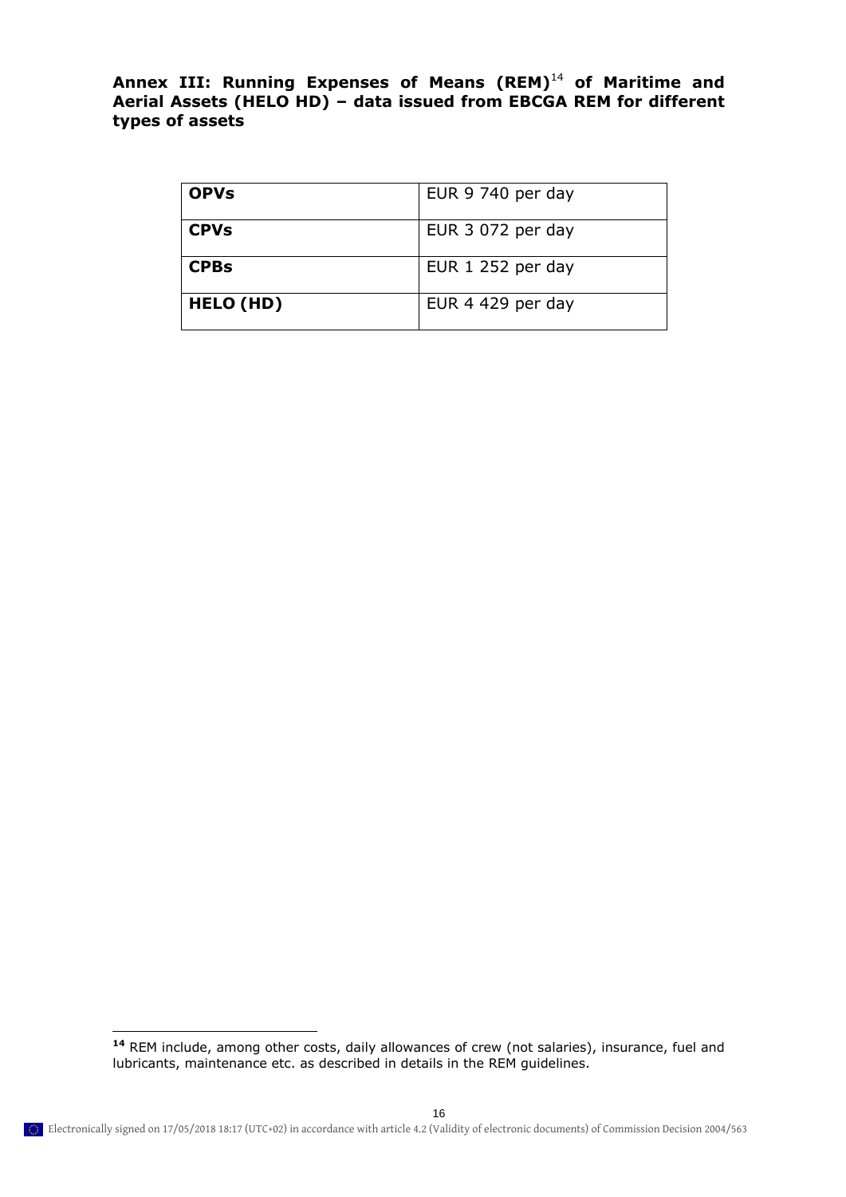**Annex III: Running Expenses of Means (REM)[14] of Maritime and Aerial Assets (HELO HD) – data issued from EBCGA REM for different types of assets**

| | |
|---|---|
| **OPVs** | EUR 9 740 per day |
| **CPVs** | EUR 3 072 per day |
| **CPBs** | EUR 1 252 per day |
| **HELO (HD)** | EUR 4 429 per day |

[14] REM include, among other costs, daily allowances of crew (not salaries), insurance, fuel and lubricants, maintenance etc. as described in details in the REM guidelines.

Electronically signed on 17/05/2018 18:17 (UTC+02) in accordance with article 4.2 (Validity of electronic documents) of Commission Decision 2004/563